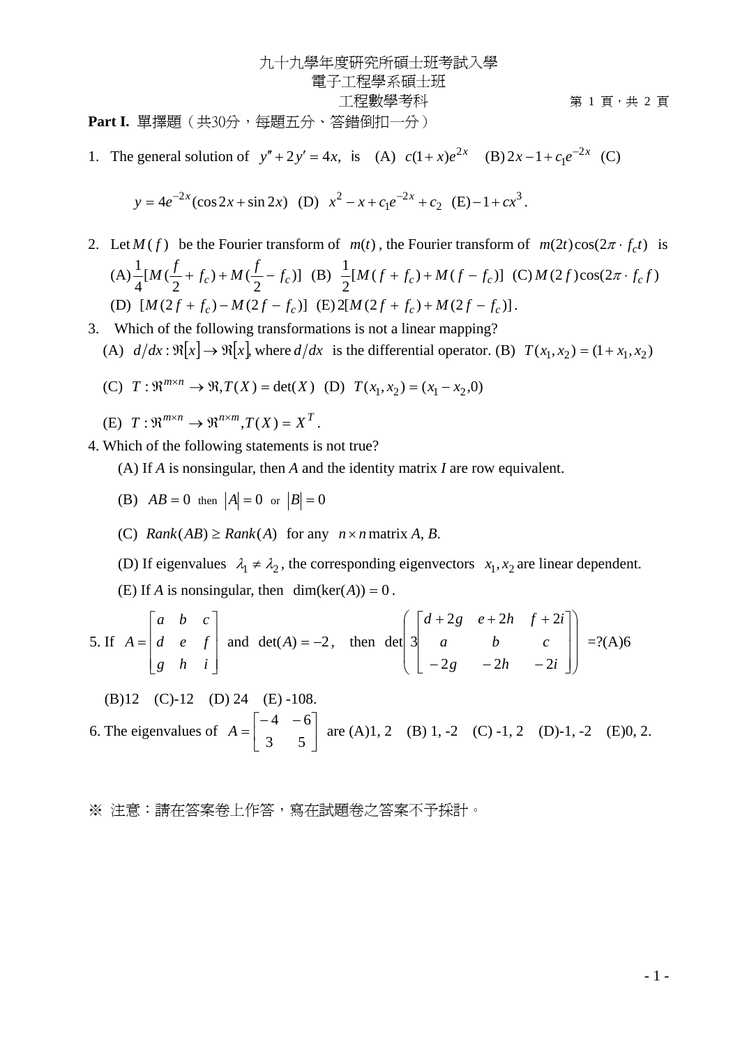九十九學年度研究所碩士班考試入學

電子工程學系碩士班

工程數學考科

**Part I.** 單擇題（共30分，每題五分、答錯倒扣一分）

1. The general solution of $y'' + 2y' = 4x$, is (A) $c(1+x)e^{2x}$ (B) $2x - 1 + c_1 e^{-2x}$ (C) $y = 4e^{-2x}(\cos 2x + \sin 2x)$ (D) $x^2 - x + c_1 e^{-2x} + c_2$ (E) $-1 + cx^3$.

2. Let $M(f)$ be the Fourier transform of $m(t)$, the Fourier transform of $m(2t)\cos(2\pi \cdot f_c t)$ is (A) $\frac{1}{4}[M(\frac{f}{2} + f_c) + M(\frac{f}{2} - f_c)]$ (B) $\frac{1}{2}[M(f + f_c) + M(f - f_c)]$ (C) $M(2f)\cos(2\pi \cdot f_c f)$ (D) $[M(2f + f_c) - M(2f - f_c)]$ (E) $2[M(2f + f_c) + M(2f - f_c)]$.

3. Which of the following transformations is not a linear mapping?
   (A) $d/dx : \Re[x] \to \Re[x]$, where $d/dx$ is the differential operator. (B) $T(x_1, x_2) = (1 + x_1, x_2)$
   (C) $T : \Re^{m \times n} \to \Re, T(X) = \det(X)$ (D) $T(x_1, x_2) = (x_1 - x_2, 0)$
   (E) $T : \Re^{m \times n} \to \Re^{n \times m}, T(X) = X^T$.

4. Which of the following statements is not true?
   (A) If $A$ is nonsingular, then $A$ and the identity matrix $I$ are row equivalent.
   (B) $AB = 0$ then $|A| = 0$ or $|B| = 0$
   (C) $Rank(AB) \geq Rank(A)$ for any $n \times n$ matrix $A$, $B$.
   (D) If eigenvalues $\lambda_1 \neq \lambda_2$, the corresponding eigenvectors $x_1, x_2$ are linear dependent.
   (E) If $A$ is nonsingular, then $\dim(\ker(A)) = 0$.

5. If $A = \begin{bmatrix} a & b & c \\ d & e & f \\ g & h & i \end{bmatrix}$ and $\det(A) = -2$, then $\det\left(3\begin{bmatrix} d+2g & e+2h & f+2i \\ a & b & c \\ -2g & -2h & -2i \end{bmatrix}\right)$ =?(A)6 (B)12 (C)-12 (D) 24 (E) -108.

6. The eigenvalues of $A = \begin{bmatrix} -4 & -6 \\ 3 & 5 \end{bmatrix}$ are (A)1, 2 (B) 1, -2 (C) -1, 2 (D)-1, -2 (E)0, 2.

※ 注意：請在答案卷上作答，寫在試題卷之答案不予採計。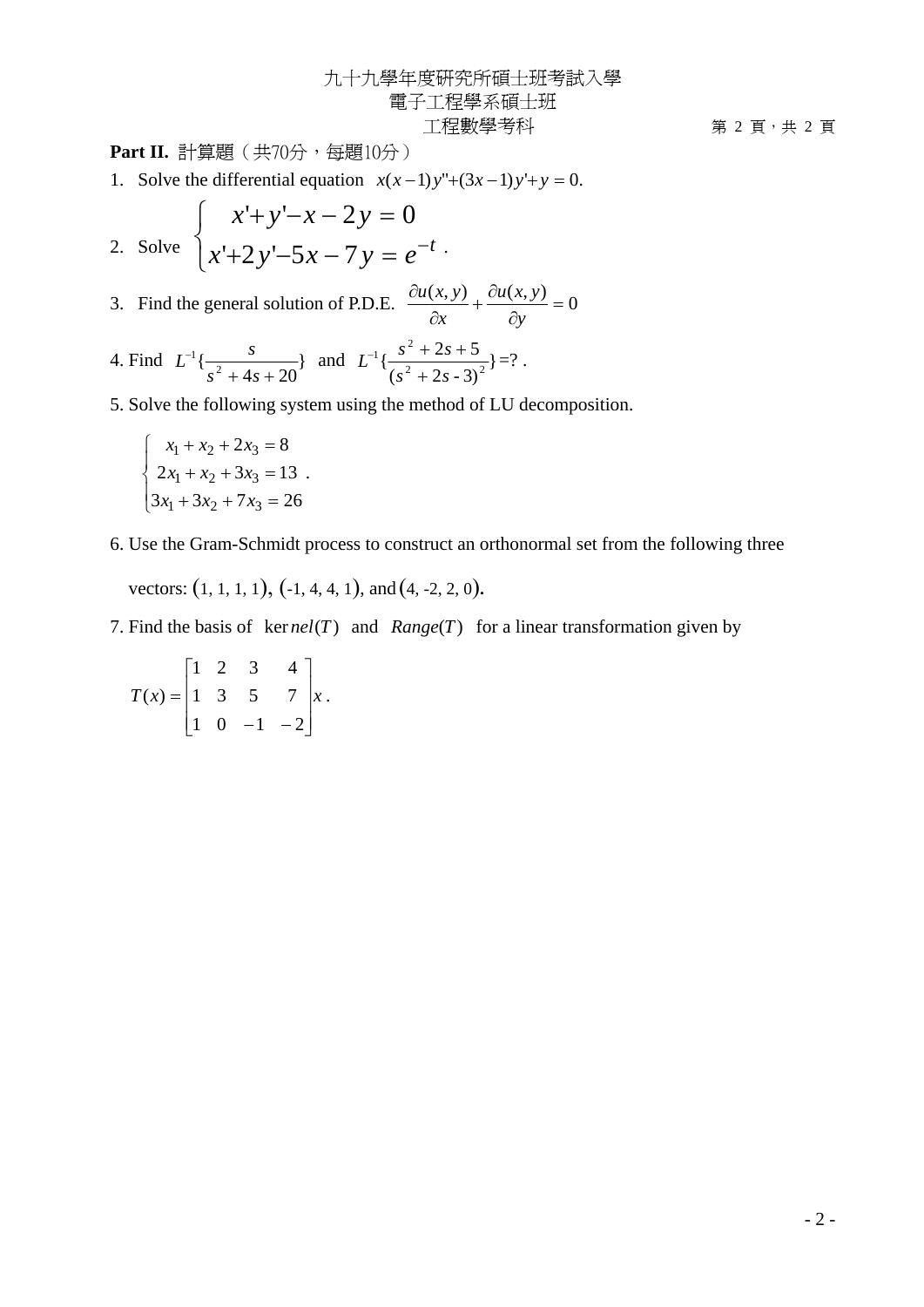九十九學年度研究所碩士班考試入學

電子工程學系碩士班

工程數學考科

**Part II.** 計算題（共70分，每題10分）

1. Solve the differential equation $x(x-1)y''+(3x-1)y'+y=0$.

2. Solve $\begin{cases} x'+y'-x-2y=0 \\ x'+2y'-5x-7y=e^{-t} \end{cases}$.

3. Find the general solution of P.D.E. $\dfrac{\partial u(x,y)}{\partial x}+\dfrac{\partial u(x,y)}{\partial y}=0$

4. Find $L^{-1}\{\dfrac{s}{s^2+4s+20}\}$ and $L^{-1}\{\dfrac{s^2+2s+5}{(s^2+2s-3)^2}\}$ =? .

5. Solve the following system using the method of LU decomposition.

$$\begin{cases} x_1+x_2+2x_3=8 \\ 2x_1+x_2+3x_3=13 \\ 3x_1+3x_2+7x_3=26 \end{cases}.$$

6. Use the Gram-Schmidt process to construct an orthonormal set from the following three vectors: $(1, 1, 1, 1)$, $(-1, 4, 4, 1)$, and $(4, -2, 2, 0)$.

7. Find the basis of $\ker nel(T)$ and $Range(T)$ for a linear transformation given by

$$T(x)=\begin{bmatrix} 1 & 2 & 3 & 4 \\ 1 & 3 & 5 & 7 \\ 1 & 0 & -1 & -2 \end{bmatrix}x.$$